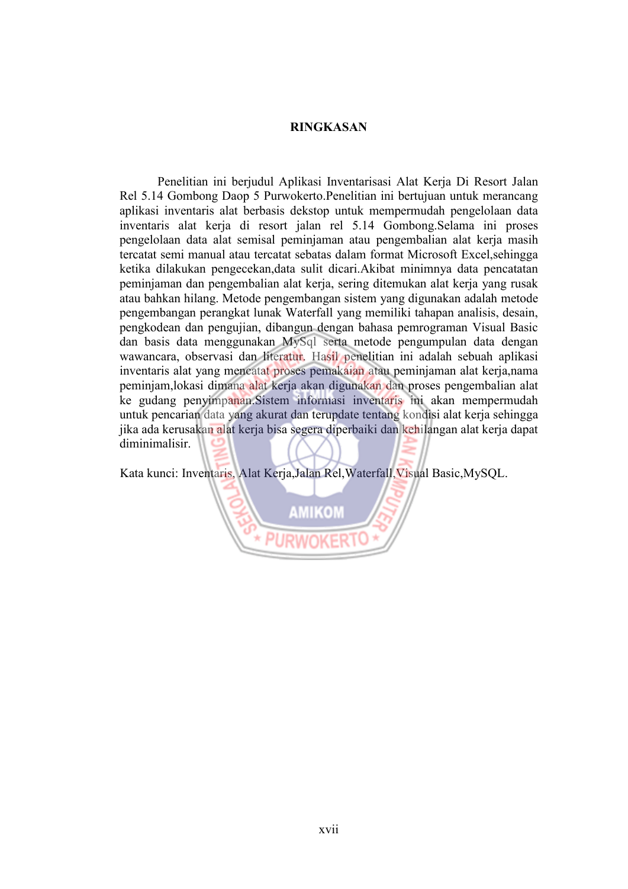# RINGKASAN

Penelitian ini berjudul Aplikasi Inventarisasi Alat Kerja Di Resort Jalan Rel 5.14 Gombong Daop 5 Purwokerto.Penelitian ini bertujuan untuk merancang aplikasi inventaris alat berbasis dekstop untuk mempermudah pengelolaan data inventaris alat kerja di resort jalan rel 5.14 Gombong.Selama ini proses pengelolaan data alat semisal peminjaman atau pengembalian alat kerja masih tercatat semi manual atau tercatat sebatas dalam format Microsoft Excel,sehingga ketika dilakukan pengecekan,data sulit dicari.Akibat minimnya data pencatatan peminjaman dan pengembalian alat kerja, sering ditemukan alat kerja yang rusak atau bahkan hilang. Metode pengembangan sistem yang digunakan adalah metode pengembangan perangkat lunak Waterfall yang memiliki tahapan analisis, desain, pengkodean dan pengujian, dibangun dengan bahasa pemrograman Visual Basic dan basis data menggunakan MySql serta metode pengumpulan data dengan wawancara, observasi dan literatur. Hasil penelitian ini adalah sebuah aplikasi inventaris alat yang mencatat proses pemakaian atau peminjaman alat kerja,nama peminjam,lokasi dimana alat kerja akan digunakan dan proses pengembalian alat ke gudang penyimpanan.Sistem informasi inventaris ini akan mempermudah untuk pencarian data yang akurat dan terupdate tentang kondisi alat kerja sehingga jika ada kerusakan alat kerja bisa segera diperbaiki dan kehilangan alat kerja dapat diminimalisir.

Kata kunci: Inventaris, Alat Kerja,Jalan Rel,Waterfall,Visual Basic,MySQL.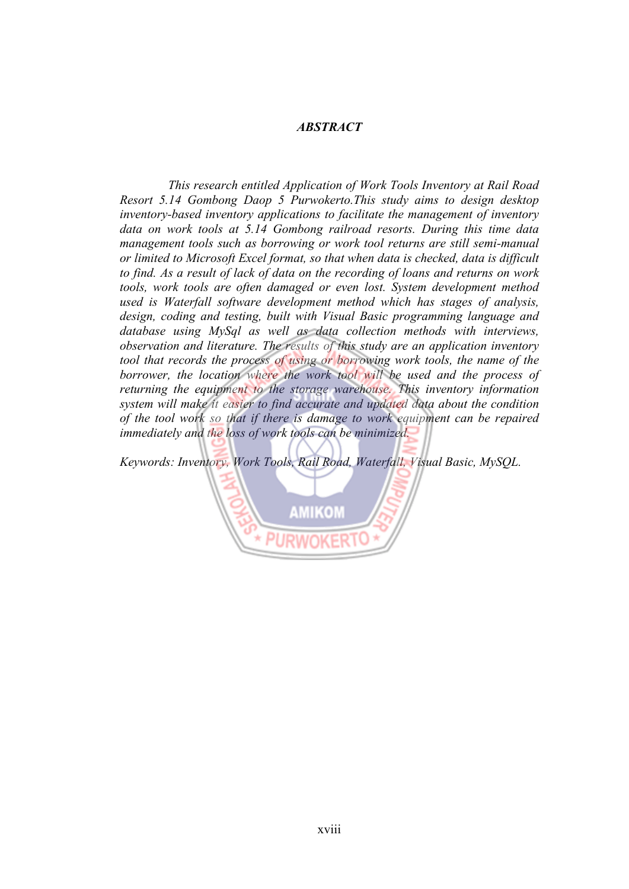## *ABSTRACT*

*This research entitled Application of Work Tools Inventory at Rail Road Resort 5.14 Gombong Daop 5 Purwokerto.This study aims to design desktop inventory-based inventory applications to facilitate the management of inventory data on work tools at 5.14 Gombong railroad resorts. During this time data management tools such as borrowing or work tool returns are still semi-manual or limited to Microsoft Excel format, so that when data is checked, data is difficult to find. As a result of lack of data on the recording of loans and returns on work tools, work tools are often damaged or even lost. System development method used is Waterfall software development method which has stages of analysis, design, coding and testing, built with Visual Basic programming language and database using MySql as well as data collection methods with interviews, observation and literature. The results of this study are an application inventory tool that records the process of using or borrowing work tools, the name of the borrower, the location where the work tool will be used and the process of returning the equipment to the storage warehouse. This inventory information system will make it easier to find accurate and updated data about the condition of the tool work so that if there is damage to work equipment can be repaired immediately and the loss of work tools can be minimized.*

*Keywords: Inventory, Work Tools, Rail Road, Waterfall, Visual Basic, MySQL.*